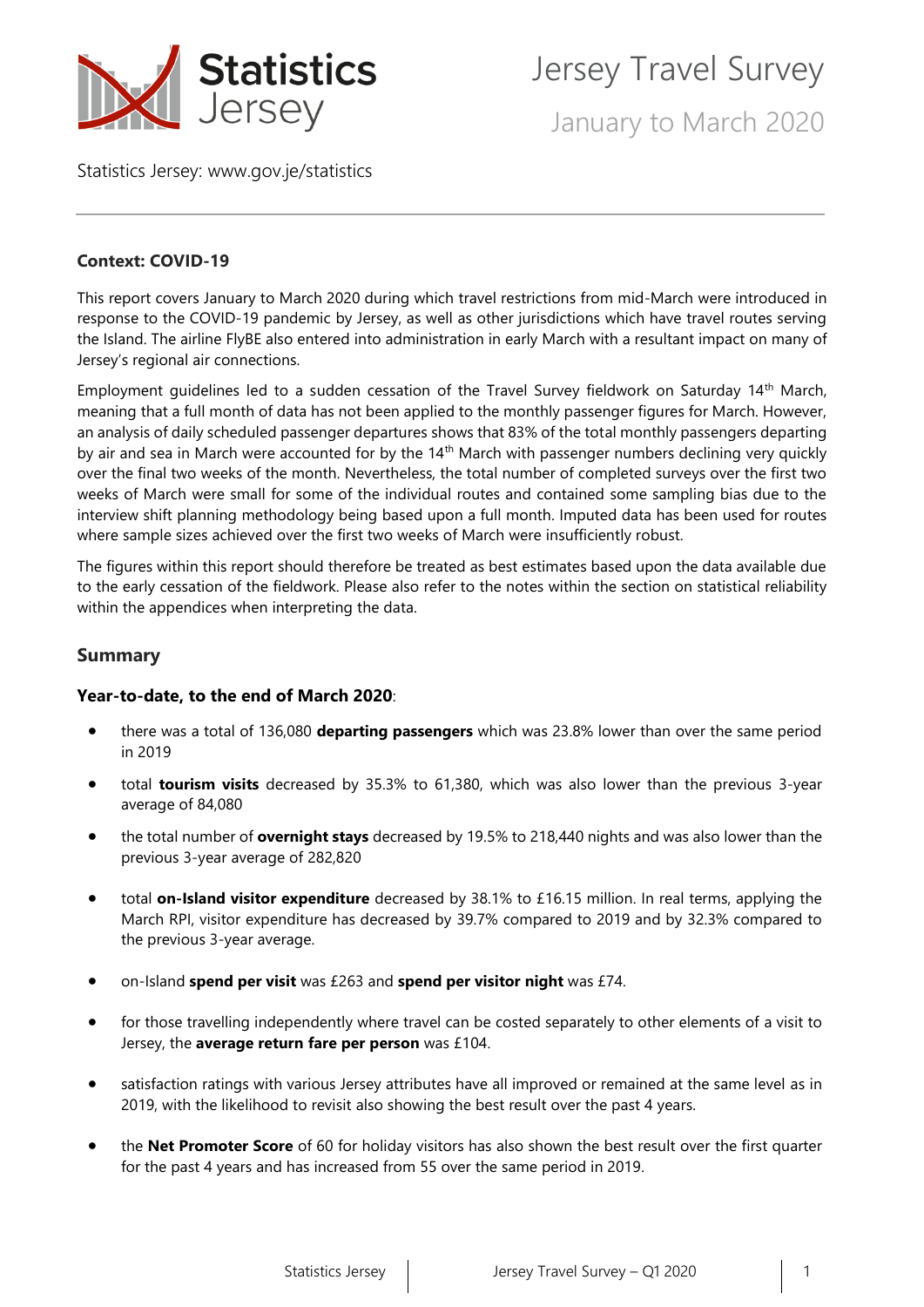# Jersey Travel Survey

## January to March 2020

Statistics Jersey: www.gov.je/statistics

### Context: COVID-19

This report covers January to March 2020 during which travel restrictions from mid-March were introduced in response to the COVID-19 pandemic by Jersey, as well as other jurisdictions which have travel routes serving the Island. The airline FlyBE also entered into administration in early March with a resultant impact on many of Jersey's regional air connections.

Employment guidelines led to a sudden cessation of the Travel Survey fieldwork on Saturday 14th March, meaning that a full month of data has not been applied to the monthly passenger figures for March. However, an analysis of daily scheduled passenger departures shows that 83% of the total monthly passengers departing by air and sea in March were accounted for by the 14th March with passenger numbers declining very quickly over the final two weeks of the month. Nevertheless, the total number of completed surveys over the first two weeks of March were small for some of the individual routes and contained some sampling bias due to the interview shift planning methodology being based upon a full month. Imputed data has been used for routes where sample sizes achieved over the first two weeks of March were insufficiently robust.

The figures within this report should therefore be treated as best estimates based upon the data available due to the early cessation of the fieldwork. Please also refer to the notes within the section on statistical reliability within the appendices when interpreting the data.

## Summary

### Year-to-date, to the end of March 2020:

- there was a total of 136,080 **departing passengers** which was 23.8% lower than over the same period in 2019
- total **tourism visits** decreased by 35.3% to 61,380, which was also lower than the previous 3-year average of 84,080
- the total number of **overnight stays** decreased by 19.5% to 218,440 nights and was also lower than the previous 3-year average of 282,820
- total **on-Island visitor expenditure** decreased by 38.1% to £16.15 million. In real terms, applying the March RPI, visitor expenditure has decreased by 39.7% compared to 2019 and by 32.3% compared to the previous 3-year average.
- on-Island **spend per visit** was £263 and **spend per visitor night** was £74.
- for those travelling independently where travel can be costed separately to other elements of a visit to Jersey, the **average return fare per person** was £104.
- satisfaction ratings with various Jersey attributes have all improved or remained at the same level as in 2019, with the likelihood to revisit also showing the best result over the past 4 years.
- the **Net Promoter Score** of 60 for holiday visitors has also shown the best result over the first quarter for the past 4 years and has increased from 55 over the same period in 2019.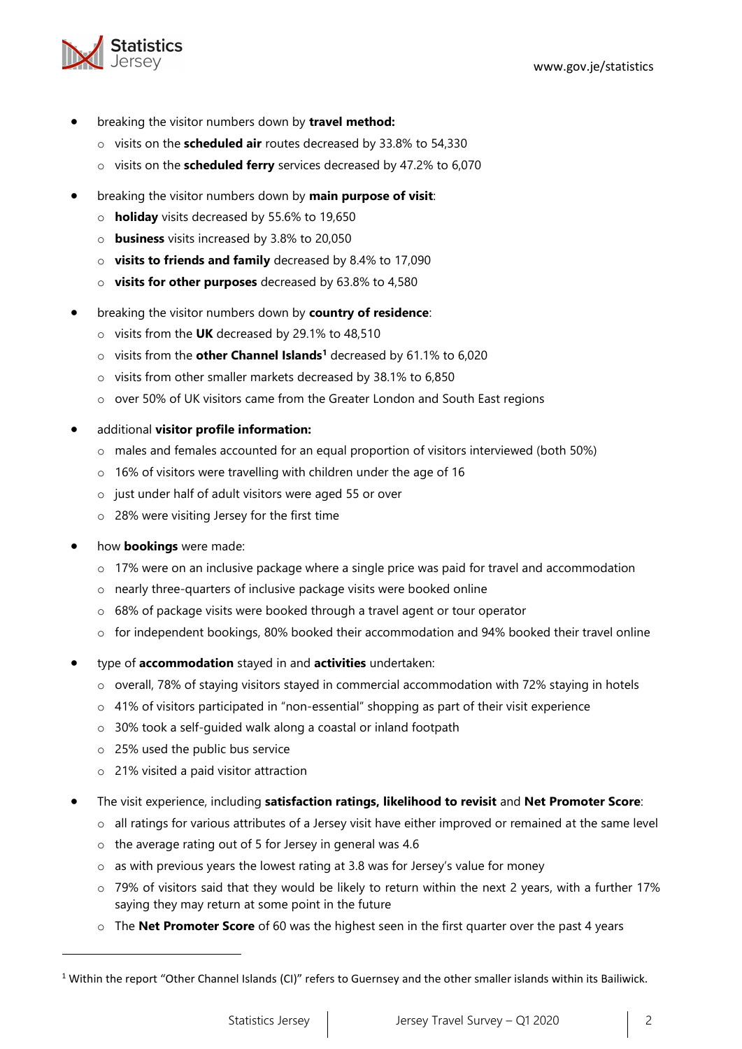- breaking the visitor numbers down by **travel method:**
  - visits on the **scheduled air** routes decreased by 33.8% to 54,330
  - visits on the **scheduled ferry** services decreased by 47.2% to 6,070
- breaking the visitor numbers down by **main purpose of visit**:
  - **holiday** visits decreased by 55.6% to 19,650
  - **business** visits increased by 3.8% to 20,050
  - **visits to friends and family** decreased by 8.4% to 17,090
  - **visits for other purposes** decreased by 63.8% to 4,580
- breaking the visitor numbers down by **country of residence**:
  - visits from the **UK** decreased by 29.1% to 48,510
  - visits from the **other Channel Islands**[1] decreased by 61.1% to 6,020
  - visits from other smaller markets decreased by 38.1% to 6,850
  - over 50% of UK visitors came from the Greater London and South East regions
- additional **visitor profile information:**
  - males and females accounted for an equal proportion of visitors interviewed (both 50%)
  - 16% of visitors were travelling with children under the age of 16
  - just under half of adult visitors were aged 55 or over
  - 28% were visiting Jersey for the first time
- how **bookings** were made:
  - 17% were on an inclusive package where a single price was paid for travel and accommodation
  - nearly three-quarters of inclusive package visits were booked online
  - 68% of package visits were booked through a travel agent or tour operator
  - for independent bookings, 80% booked their accommodation and 94% booked their travel online
- type of **accommodation** stayed in and **activities** undertaken:
  - overall, 78% of staying visitors stayed in commercial accommodation with 72% staying in hotels
  - 41% of visitors participated in "non-essential" shopping as part of their visit experience
  - 30% took a self-guided walk along a coastal or inland footpath
  - 25% used the public bus service
  - 21% visited a paid visitor attraction
- The visit experience, including **satisfaction ratings, likelihood to revisit** and **Net Promoter Score**:
  - all ratings for various attributes of a Jersey visit have either improved or remained at the same level
  - the average rating out of 5 for Jersey in general was 4.6
  - as with previous years the lowest rating at 3.8 was for Jersey's value for money
  - 79% of visitors said that they would be likely to return within the next 2 years, with a further 17% saying they may return at some point in the future
  - The **Net Promoter Score** of 60 was the highest seen in the first quarter over the past 4 years

---

[1] Within the report "Other Channel Islands (CI)" refers to Guernsey and the other smaller islands within its Bailiwick.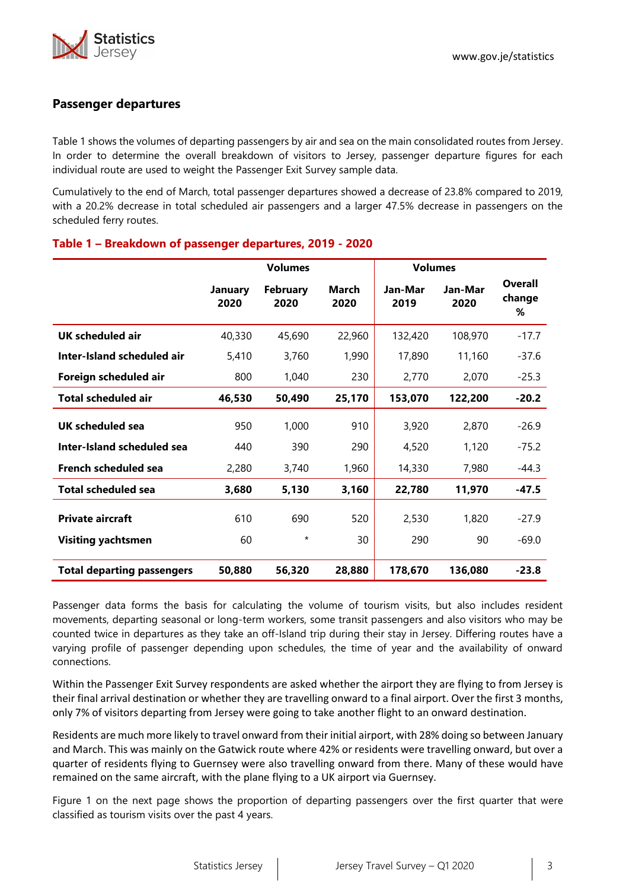## Passenger departures

Table 1 shows the volumes of departing passengers by air and sea on the main consolidated routes from Jersey. In order to determine the overall breakdown of visitors to Jersey, passenger departure figures for each individual route are used to weight the Passenger Exit Survey sample data.

Cumulatively to the end of March, total passenger departures showed a decrease of 23.8% compared to 2019, with a 20.2% decrease in total scheduled air passengers and a larger 47.5% decrease in passengers on the scheduled ferry routes.

### Table 1 – Breakdown of passenger departures, 2019 - 2020

| | Volumes | | | Volumes | | |
|---|---|---|---|---|---|---|
| | January 2020 | February 2020 | March 2020 | Jan-Mar 2019 | Jan-Mar 2020 | Overall change % |
| **UK scheduled air** | 40,330 | 45,690 | 22,960 | 132,420 | 108,970 | -17.7 |
| **Inter-Island scheduled air** | 5,410 | 3,760 | 1,990 | 17,890 | 11,160 | -37.6 |
| **Foreign scheduled air** | 800 | 1,040 | 230 | 2,770 | 2,070 | -25.3 |
| **Total scheduled air** | **46,530** | **50,490** | **25,170** | **153,070** | **122,200** | **-20.2** |
| **UK scheduled sea** | 950 | 1,000 | 910 | 3,920 | 2,870 | -26.9 |
| **Inter-Island scheduled sea** | 440 | 390 | 290 | 4,520 | 1,120 | -75.2 |
| **French scheduled sea** | 2,280 | 3,740 | 1,960 | 14,330 | 7,980 | -44.3 |
| **Total scheduled sea** | **3,680** | **5,130** | **3,160** | **22,780** | **11,970** | **-47.5** |
| **Private aircraft** | 610 | 690 | 520 | 2,530 | 1,820 | -27.9 |
| **Visiting yachtsmen** | 60 | * | 30 | 290 | 90 | -69.0 |
| **Total departing passengers** | **50,880** | **56,320** | **28,880** | **178,670** | **136,080** | **-23.8** |

Passenger data forms the basis for calculating the volume of tourism visits, but also includes resident movements, departing seasonal or long-term workers, some transit passengers and also visitors who may be counted twice in departures as they take an off-Island trip during their stay in Jersey. Differing routes have a varying profile of passenger depending upon schedules, the time of year and the availability of onward connections.

Within the Passenger Exit Survey respondents are asked whether the airport they are flying to from Jersey is their final arrival destination or whether they are travelling onward to a final airport. Over the first 3 months, only 7% of visitors departing from Jersey were going to take another flight to an onward destination.

Residents are much more likely to travel onward from their initial airport, with 28% doing so between January and March. This was mainly on the Gatwick route where 42% or residents were travelling onward, but over a quarter of residents flying to Guernsey were also travelling onward from there. Many of these would have remained on the same aircraft, with the plane flying to a UK airport via Guernsey.

Figure 1 on the next page shows the proportion of departing passengers over the first quarter that were classified as tourism visits over the past 4 years.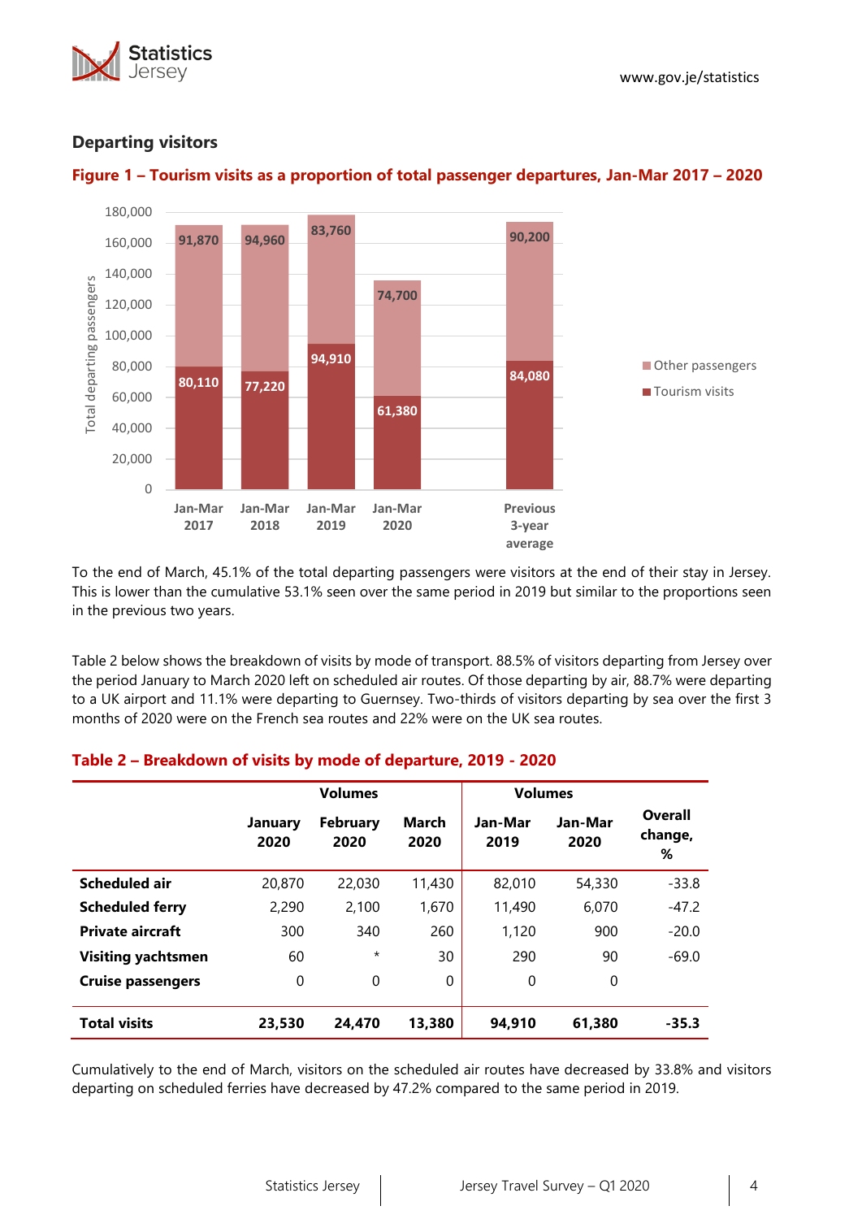## Departing visitors

**Figure 1 – Tourism visits as a proportion of total passenger departures, Jan-Mar 2017 – 2020**

| | Jan-Mar 2017 | Jan-Mar 2018 | Jan-Mar 2019 | Jan-Mar 2020 | Previous 3-year average |
|---|---|---|---|---|---|
| Other passengers | 91,870 | 94,960 | 83,760 | 74,700 | 90,200 |
| Tourism visits | 80,110 | 77,220 | 94,910 | 61,380 | 84,080 |

To the end of March, 45.1% of the total departing passengers were visitors at the end of their stay in Jersey. This is lower than the cumulative 53.1% seen over the same period in 2019 but similar to the proportions seen in the previous two years.

Table 2 below shows the breakdown of visits by mode of transport. 88.5% of visitors departing from Jersey over the period January to March 2020 left on scheduled air routes. Of those departing by air, 88.7% were departing to a UK airport and 11.1% were departing to Guernsey. Two-thirds of visitors departing by sea over the first 3 months of 2020 were on the French sea routes and 22% were on the UK sea routes.

**Table 2 – Breakdown of visits by mode of departure, 2019 - 2020**

| | Volumes | | | Volumes | | |
|---|---|---|---|---|---|---|
| | January 2020 | February 2020 | March 2020 | Jan-Mar 2019 | Jan-Mar 2020 | Overall change, % |
| **Scheduled air** | 20,870 | 22,030 | 11,430 | 82,010 | 54,330 | -33.8 |
| **Scheduled ferry** | 2,290 | 2,100 | 1,670 | 11,490 | 6,070 | -47.2 |
| **Private aircraft** | 300 | 340 | 260 | 1,120 | 900 | -20.0 |
| **Visiting yachtsmen** | 60 | * | 30 | 290 | 90 | -69.0 |
| **Cruise passengers** | 0 | 0 | 0 | 0 | 0 | |
| **Total visits** | **23,530** | **24,470** | **13,380** | **94,910** | **61,380** | **-35.3** |

Cumulatively to the end of March, visitors on the scheduled air routes have decreased by 33.8% and visitors departing on scheduled ferries have decreased by 47.2% compared to the same period in 2019.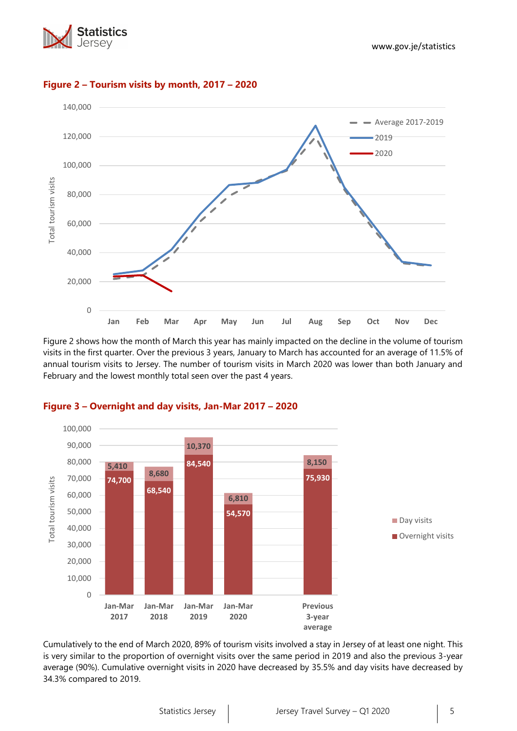**Figure 2 – Tourism visits by month, 2017 – 2020**

Figure 2 shows how the month of March this year has mainly impacted on the decline in the volume of tourism visits in the first quarter. Over the previous 3 years, January to March has accounted for an average of 11.5% of annual tourism visits to Jersey. The number of tourism visits in March 2020 was lower than both January and February and the lowest monthly total seen over the past 4 years.

**Figure 3 – Overnight and day visits, Jan-Mar 2017 – 2020**

| | Overnight visits | Day visits |
|---|---|---|
| Jan-Mar 2017 | 74,700 | 5,410 |
| Jan-Mar 2018 | 68,540 | 8,680 |
| Jan-Mar 2019 | 84,540 | 10,370 |
| Jan-Mar 2020 | 54,570 | 6,810 |
| Previous 3-year average | 75,930 | 8,150 |

Cumulatively to the end of March 2020, 89% of tourism visits involved a stay in Jersey of at least one night. This is very similar to the proportion of overnight visits over the same period in 2019 and also the previous 3-year average (90%). Cumulative overnight visits in 2020 have decreased by 35.5% and day visits have decreased by 34.3% compared to 2019.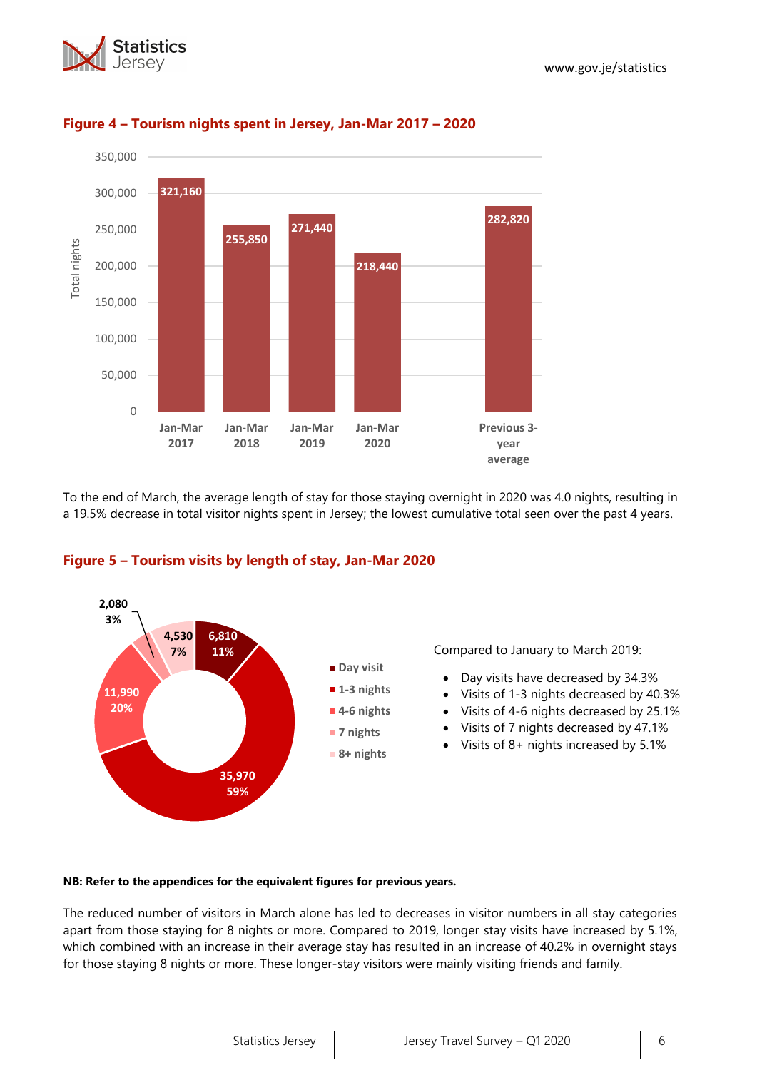### Figure 4 – Tourism nights spent in Jersey, Jan-Mar 2017 – 2020

| | Total nights |
|---|---|
| Jan-Mar 2017 | 321,160 |
| Jan-Mar 2018 | 255,850 |
| Jan-Mar 2019 | 271,440 |
| Jan-Mar 2020 | 218,440 |
| Previous 3-year average | 282,820 |

To the end of March, the average length of stay for those staying overnight in 2020 was 4.0 nights, resulting in a 19.5% decrease in total visitor nights spent in Jersey; the lowest cumulative total seen over the past 4 years.

### Figure 5 – Tourism visits by length of stay, Jan-Mar 2020

| Length of stay | Visits | % |
|---|---|---|
| Day visit | 6,810 | 11% |
| 1-3 nights | 35,970 | 59% |
| 4-6 nights | 11,990 | 20% |
| 7 nights | 2,080 | 3% |
| 8+ nights | 4,530 | 7% |

Compared to January to March 2019:

- Day visits have decreased by 34.3%
- Visits of 1-3 nights decreased by 40.3%
- Visits of 4-6 nights decreased by 25.1%
- Visits of 7 nights decreased by 47.1%
- Visits of 8+ nights increased by 5.1%

**NB: Refer to the appendices for the equivalent figures for previous years.**

The reduced number of visitors in March alone has led to decreases in visitor numbers in all stay categories apart from those staying for 8 nights or more. Compared to 2019, longer stay visits have increased by 5.1%, which combined with an increase in their average stay has resulted in an increase of 40.2% in overnight stays for those staying 8 nights or more. These longer-stay visitors were mainly visiting friends and family.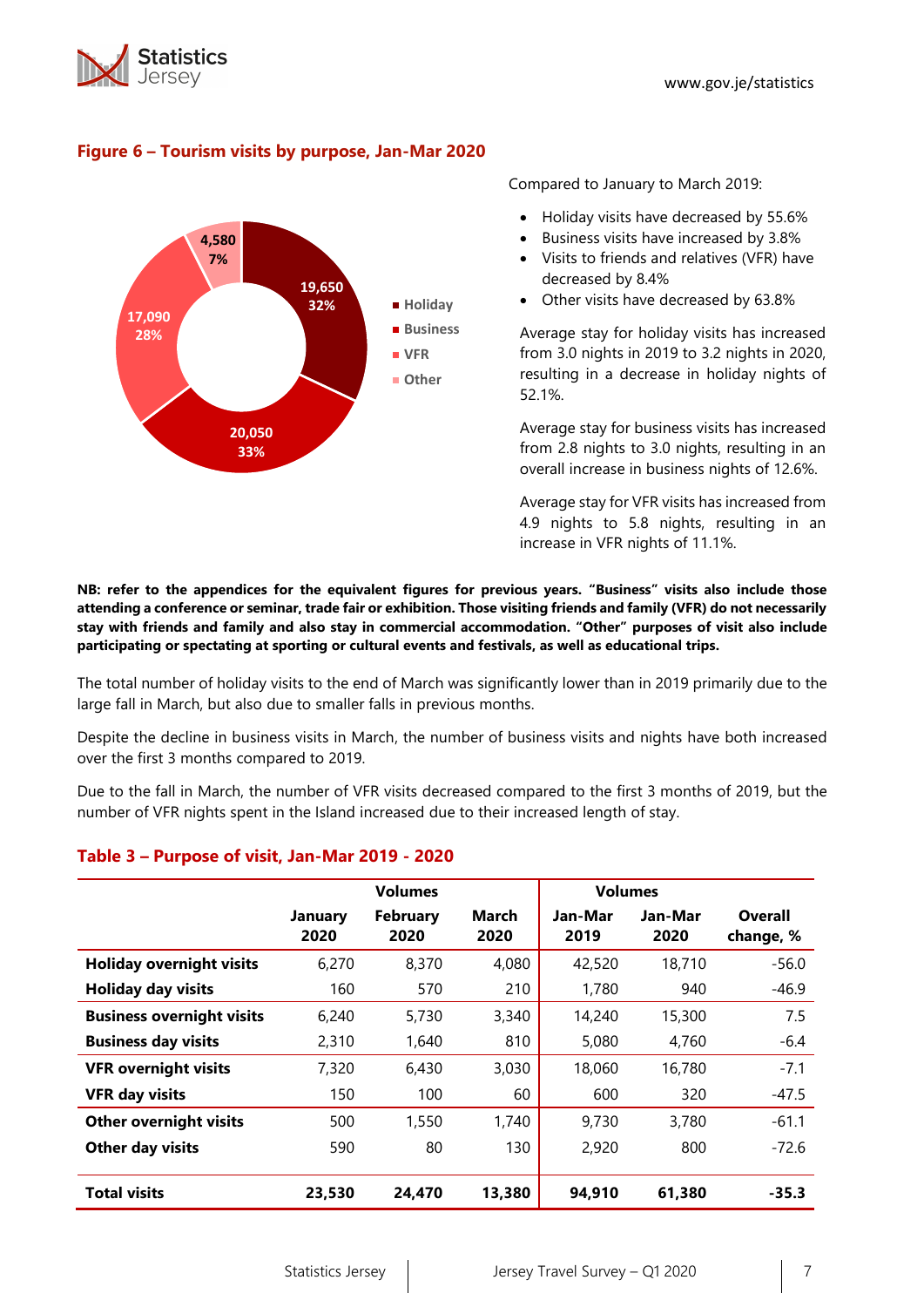## Figure 6 – Tourism visits by purpose, Jan-Mar 2020

Holiday: 19,650 (32%)
Business: 20,050 (33%)
VFR: 17,090 (28%)
Other: 4,580 (7%)

Compared to January to March 2019:

- Holiday visits have decreased by 55.6%
- Business visits have increased by 3.8%
- Visits to friends and relatives (VFR) have decreased by 8.4%
- Other visits have decreased by 63.8%

Average stay for holiday visits has increased from 3.0 nights in 2019 to 3.2 nights in 2020, resulting in a decrease in holiday nights of 52.1%.

Average stay for business visits has increased from 2.8 nights to 3.0 nights, resulting in an overall increase in business nights of 12.6%.

Average stay for VFR visits has increased from 4.9 nights to 5.8 nights, resulting in an increase in VFR nights of 11.1%.

**NB: refer to the appendices for the equivalent figures for previous years. "Business" visits also include those attending a conference or seminar, trade fair or exhibition. Those visiting friends and family (VFR) do not necessarily stay with friends and family and also stay in commercial accommodation. "Other" purposes of visit also include participating or spectating at sporting or cultural events and festivals, as well as educational trips.**

The total number of holiday visits to the end of March was significantly lower than in 2019 primarily due to the large fall in March, but also due to smaller falls in previous months.

Despite the decline in business visits in March, the number of business visits and nights have both increased over the first 3 months compared to 2019.

Due to the fall in March, the number of VFR visits decreased compared to the first 3 months of 2019, but the number of VFR nights spent in the Island increased due to their increased length of stay.

## Table 3 – Purpose of visit, Jan-Mar 2019 - 2020

| | Volumes | | | Volumes | | |
|---|---|---|---|---|---|---|
| | January 2020 | February 2020 | March 2020 | Jan-Mar 2019 | Jan-Mar 2020 | Overall change, % |
| **Holiday overnight visits** | 6,270 | 8,370 | 4,080 | 42,520 | 18,710 | -56.0 |
| **Holiday day visits** | 160 | 570 | 210 | 1,780 | 940 | -46.9 |
| **Business overnight visits** | 6,240 | 5,730 | 3,340 | 14,240 | 15,300 | 7.5 |
| **Business day visits** | 2,310 | 1,640 | 810 | 5,080 | 4,760 | -6.4 |
| **VFR overnight visits** | 7,320 | 6,430 | 3,030 | 18,060 | 16,780 | -7.1 |
| **VFR day visits** | 150 | 100 | 60 | 600 | 320 | -47.5 |
| **Other overnight visits** | 500 | 1,550 | 1,740 | 9,730 | 3,780 | -61.1 |
| **Other day visits** | 590 | 80 | 130 | 2,920 | 800 | -72.6 |
| **Total visits** | **23,530** | **24,470** | **13,380** | **94,910** | **61,380** | **-35.3** |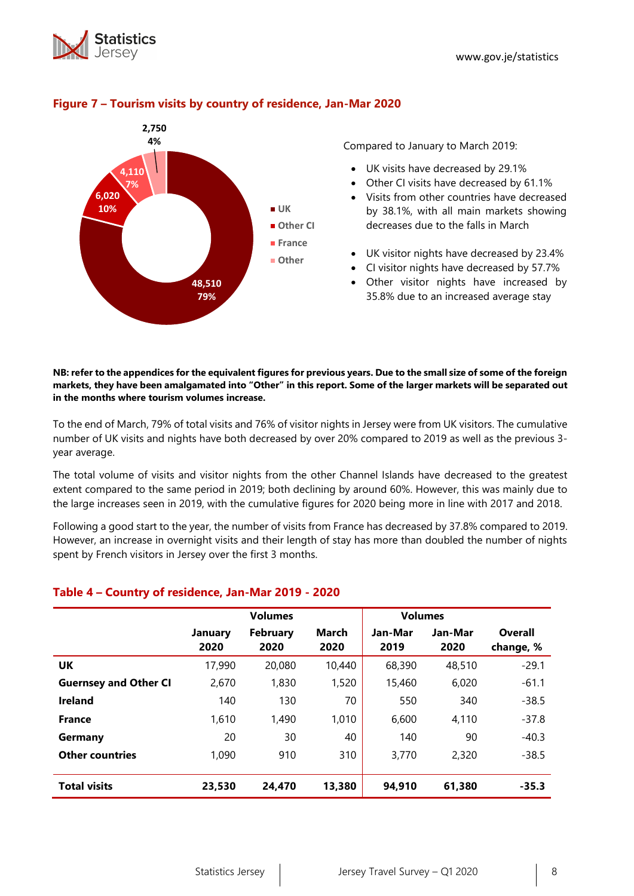## Figure 7 – Tourism visits by country of residence, Jan-Mar 2020

- UK: 48,510 (79%)
- Other CI: 6,020 (10%)
- France: 4,110 (7%)
- Other: 2,750 (4%)

Compared to January to March 2019:

- UK visits have decreased by 29.1%
- Other CI visits have decreased by 61.1%
- Visits from other countries have decreased by 38.1%, with all main markets showing decreases due to the falls in March

- UK visitor nights have decreased by 23.4%
- CI visitor nights have decreased by 57.7%
- Other visitor nights have increased by 35.8% due to an increased average stay

**NB: refer to the appendices for the equivalent figures for previous years. Due to the small size of some of the foreign markets, they have been amalgamated into "Other" in this report. Some of the larger markets will be separated out in the months where tourism volumes increase.**

To the end of March, 79% of total visits and 76% of visitor nights in Jersey were from UK visitors. The cumulative number of UK visits and nights have both decreased by over 20% compared to 2019 as well as the previous 3-year average.

The total volume of visits and visitor nights from the other Channel Islands have decreased to the greatest extent compared to the same period in 2019; both declining by around 60%. However, this was mainly due to the large increases seen in 2019, with the cumulative figures for 2020 being more in line with 2017 and 2018.

Following a good start to the year, the number of visits from France has decreased by 37.8% compared to 2019. However, an increase in overnight visits and their length of stay has more than doubled the number of nights spent by French visitors in Jersey over the first 3 months.

## Table 4 – Country of residence, Jan-Mar 2019 - 2020

| | Volumes | | | Volumes | | |
|---|---|---|---|---|---|---|
| | January 2020 | February 2020 | March 2020 | Jan-Mar 2019 | Jan-Mar 2020 | Overall change, % |
| **UK** | 17,990 | 20,080 | 10,440 | 68,390 | 48,510 | -29.1 |
| **Guernsey and Other CI** | 2,670 | 1,830 | 1,520 | 15,460 | 6,020 | -61.1 |
| **Ireland** | 140 | 130 | 70 | 550 | 340 | -38.5 |
| **France** | 1,610 | 1,490 | 1,010 | 6,600 | 4,110 | -37.8 |
| **Germany** | 20 | 30 | 40 | 140 | 90 | -40.3 |
| **Other countries** | 1,090 | 910 | 310 | 3,770 | 2,320 | -38.5 |
| **Total visits** | **23,530** | **24,470** | **13,380** | **94,910** | **61,380** | **-35.3** |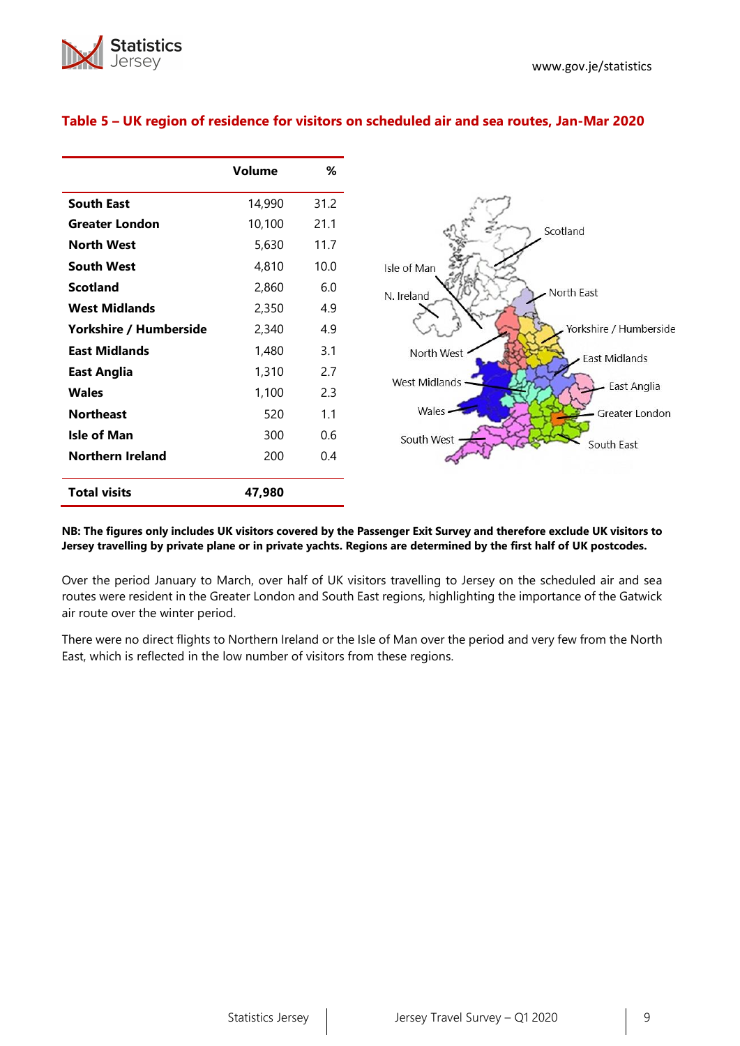### Table 5 – UK region of residence for visitors on scheduled air and sea routes, Jan-Mar 2020

| | Volume | % |
|---|---|---|
| **South East** | 14,990 | 31.2 |
| **Greater London** | 10,100 | 21.1 |
| **North West** | 5,630 | 11.7 |
| **South West** | 4,810 | 10.0 |
| **Scotland** | 2,860 | 6.0 |
| **West Midlands** | 2,350 | 4.9 |
| **Yorkshire / Humberside** | 2,340 | 4.9 |
| **East Midlands** | 1,480 | 3.1 |
| **East Anglia** | 1,310 | 2.7 |
| **Wales** | 1,100 | 2.3 |
| **Northeast** | 520 | 1.1 |
| **Isle of Man** | 300 | 0.6 |
| **Northern Ireland** | 200 | 0.4 |
| **Total visits** | **47,980** | |

**NB: The figures only includes UK visitors covered by the Passenger Exit Survey and therefore exclude UK visitors to Jersey travelling by private plane or in private yachts. Regions are determined by the first half of UK postcodes.**

Over the period January to March, over half of UK visitors travelling to Jersey on the scheduled air and sea routes were resident in the Greater London and South East regions, highlighting the importance of the Gatwick air route over the winter period.

There were no direct flights to Northern Ireland or the Isle of Man over the period and very few from the North East, which is reflected in the low number of visitors from these regions.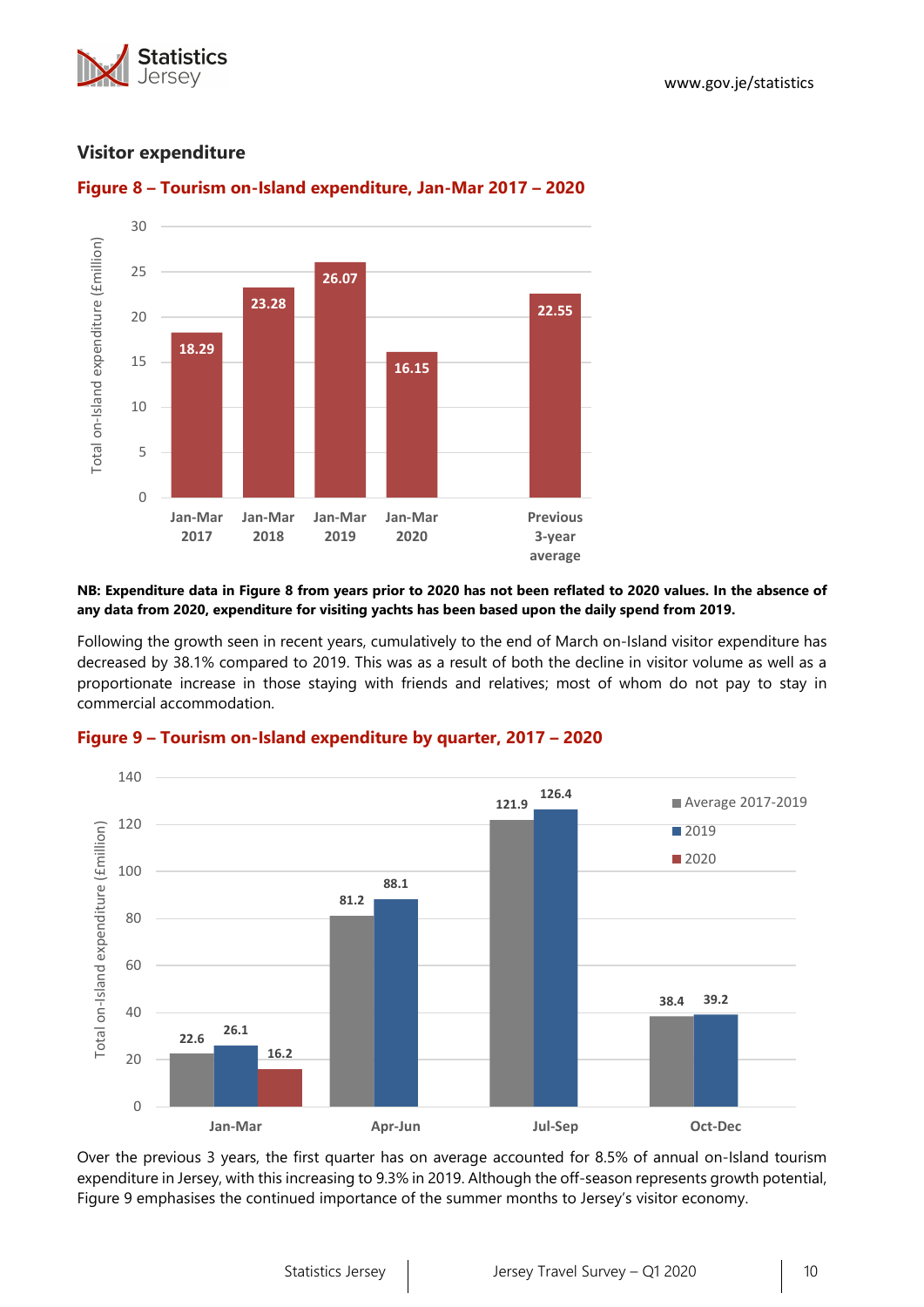## Visitor expenditure

**Figure 8 – Tourism on-Island expenditure, Jan-Mar 2017 – 2020**

| | Total on-Island expenditure (£million) |
|---|---|
| Jan-Mar 2017 | 18.29 |
| Jan-Mar 2018 | 23.28 |
| Jan-Mar 2019 | 26.07 |
| Jan-Mar 2020 | 16.15 |
| Previous 3-year average | 22.55 |

**NB: Expenditure data in Figure 8 from years prior to 2020 has not been reflated to 2020 values. In the absence of any data from 2020, expenditure for visiting yachts has been based upon the daily spend from 2019.**

Following the growth seen in recent years, cumulatively to the end of March on-Island visitor expenditure has decreased by 38.1% compared to 2019. This was as a result of both the decline in visitor volume as well as a proportionate increase in those staying with friends and relatives; most of whom do not pay to stay in commercial accommodation.

**Figure 9 – Tourism on-Island expenditure by quarter, 2017 – 2020**

Total on-Island expenditure (£million)

| | Average 2017-2019 | 2019 | 2020 |
|---|---|---|---|
| Jan-Mar | 22.6 | 26.1 | 16.2 |
| Apr-Jun | 81.2 | 88.1 | |
| Jul-Sep | 121.9 | 126.4 | |
| Oct-Dec | 38.4 | 39.2 | |

Over the previous 3 years, the first quarter has on average accounted for 8.5% of annual on-Island tourism expenditure in Jersey, with this increasing to 9.3% in 2019. Although the off-season represents growth potential, Figure 9 emphasises the continued importance of the summer months to Jersey's visitor economy.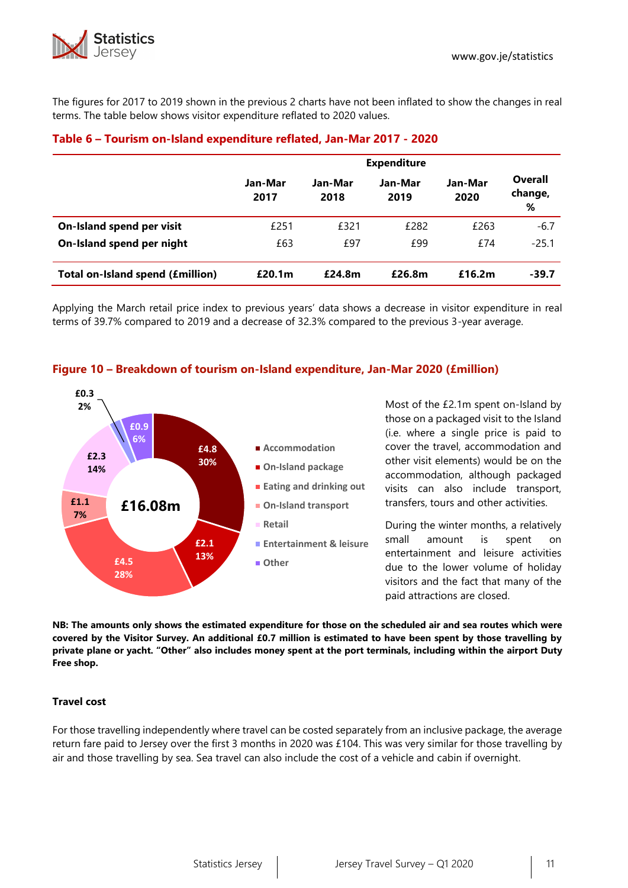The figures for 2017 to 2019 shown in the previous 2 charts have not been inflated to show the changes in real terms. The table below shows visitor expenditure reflated to 2020 values.

### Table 6 – Tourism on-Island expenditure reflated, Jan-Mar 2017 - 2020

| | Expenditure | | | | |
|---|---|---|---|---|---|
| | Jan-Mar 2017 | Jan-Mar 2018 | Jan-Mar 2019 | Jan-Mar 2020 | Overall change, % |
| **On-Island spend per visit** | £251 | £321 | £282 | £263 | -6.7 |
| **On-Island spend per night** | £63 | £97 | £99 | £74 | -25.1 |
| **Total on-Island spend (£million)** | **£20.1m** | **£24.8m** | **£26.8m** | **£16.2m** | **-39.7** |

Applying the March retail price index to previous years' data shows a decrease in visitor expenditure in real terms of 39.7% compared to 2019 and a decrease of 32.3% compared to the previous 3-year average.

### Figure 10 – Breakdown of tourism on-Island expenditure, Jan-Mar 2020 (£million)

Total: £16.08m

| Category | £million | % |
|---|---|---|
| Accommodation | £4.8 | 30% |
| On-Island package | £2.1 | 13% |
| Eating and drinking out | £4.5 | 28% |
| On-Island transport | £1.1 | 7% |
| Retail | £2.3 | 14% |
| Entertainment & leisure | £0.3 | 2% |
| Other | £0.9 | 6% |

Most of the £2.1m spent on-Island by those on a packaged visit to the Island (i.e. where a single price is paid to cover the travel, accommodation and other visit elements) would be on the accommodation, although packaged visits can also include transport, transfers, tours and other activities.

During the winter months, a relatively small amount is spent on entertainment and leisure activities due to the lower volume of holiday visitors and the fact that many of the paid attractions are closed.

**NB: The amounts only shows the estimated expenditure for those on the scheduled air and sea routes which were covered by the Visitor Survey. An additional £0.7 million is estimated to have been spent by those travelling by private plane or yacht. "Other" also includes money spent at the port terminals, including within the airport Duty Free shop.**

#### Travel cost

For those travelling independently where travel can be costed separately from an inclusive package, the average return fare paid to Jersey over the first 3 months in 2020 was £104. This was very similar for those travelling by air and those travelling by sea. Sea travel can also include the cost of a vehicle and cabin if overnight.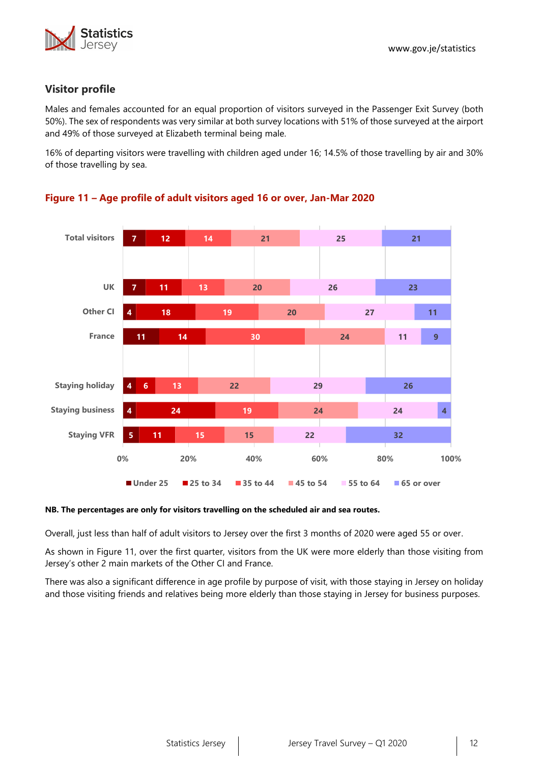## Visitor profile

Males and females accounted for an equal proportion of visitors surveyed in the Passenger Exit Survey (both 50%). The sex of respondents was very similar at both survey locations with 51% of those surveyed at the airport and 49% of those surveyed at Elizabeth terminal being male.

16% of departing visitors were travelling with children aged under 16; 14.5% of those travelling by air and 30% of those travelling by sea.

### Figure 11 – Age profile of adult visitors aged 16 or over, Jan-Mar 2020

| | Under 25 | 25 to 34 | 35 to 44 | 45 to 54 | 55 to 64 | 65 or over |
|---|---|---|---|---|---|---|
| Total visitors | 7 | 12 | 14 | 21 | 25 | 21 |
| UK | 7 | 11 | 13 | 20 | 26 | 23 |
| Other CI | 4 | 18 | 19 | 20 | 27 | 11 |
| France | 11 | 14 | 30 | 24 | 11 | 9 |
| Staying holiday | 4 | 6 | 13 | 22 | 29 | 26 |
| Staying business | 4 | 24 | 19 | 24 | 24 | 4 |
| Staying VFR | 5 | 11 | 15 | 15 | 22 | 32 |

**NB. The percentages are only for visitors travelling on the scheduled air and sea routes.**

Overall, just less than half of adult visitors to Jersey over the first 3 months of 2020 were aged 55 or over.

As shown in Figure 11, over the first quarter, visitors from the UK were more elderly than those visiting from Jersey's other 2 main markets of the Other CI and France.

There was also a significant difference in age profile by purpose of visit, with those staying in Jersey on holiday and those visiting friends and relatives being more elderly than those staying in Jersey for business purposes.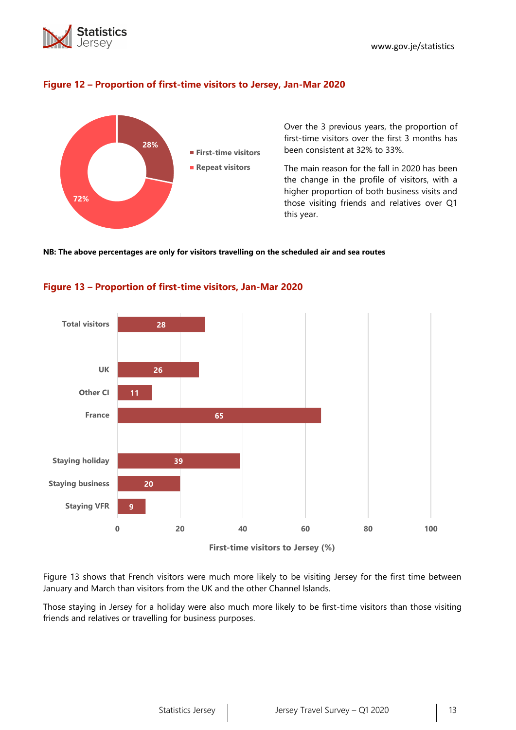## Figure 12 – Proportion of first-time visitors to Jersey, Jan-Mar 2020

| | % |
|---|---|
| First-time visitors | 28% |
| Repeat visitors | 72% |

Over the 3 previous years, the proportion of first-time visitors over the first 3 months has been consistent at 32% to 33%.

The main reason for the fall in 2020 has been the change in the profile of visitors, with a higher proportion of both business visits and those visiting friends and relatives over Q1 this year.

**NB: The above percentages are only for visitors travelling on the scheduled air and sea routes**

## Figure 13 – Proportion of first-time visitors, Jan-Mar 2020

| | First-time visitors to Jersey (%) |
|---|---|
| Total visitors | 28 |
| UK | 26 |
| Other CI | 11 |
| France | 65 |
| Staying holiday | 39 |
| Staying business | 20 |
| Staying VFR | 9 |

Figure 13 shows that French visitors were much more likely to be visiting Jersey for the first time between January and March than visitors from the UK and the other Channel Islands.

Those staying in Jersey for a holiday were also much more likely to be first-time visitors than those visiting friends and relatives or travelling for business purposes.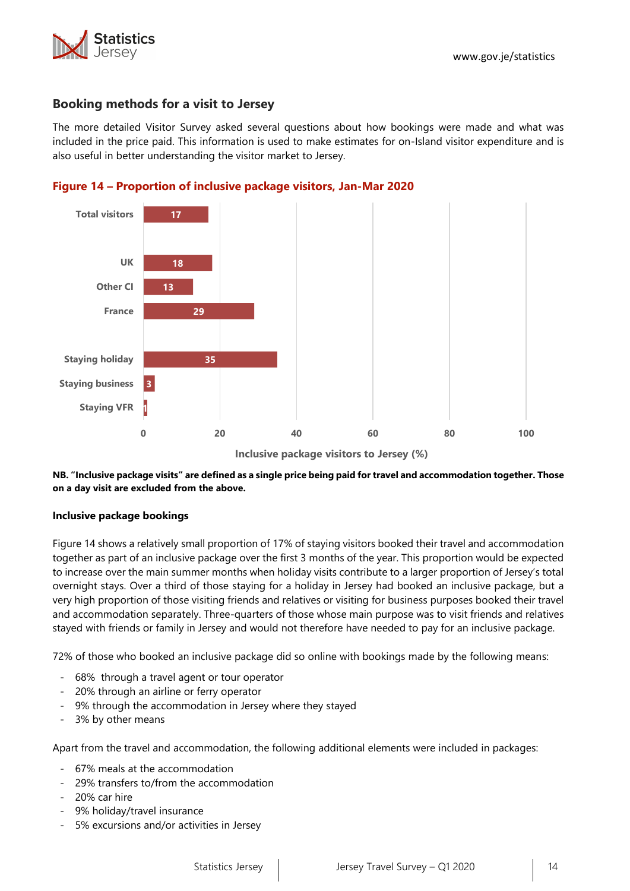## Booking methods for a visit to Jersey

The more detailed Visitor Survey asked several questions about how bookings were made and what was included in the price paid. This information is used to make estimates for on-Island visitor expenditure and is also useful in better understanding the visitor market to Jersey.

**Figure 14 – Proportion of inclusive package visitors, Jan-Mar 2020**

| | Inclusive package visitors to Jersey (%) |
|---|---|
| Total visitors | 17 |
| UK | 18 |
| Other CI | 13 |
| France | 29 |
| Staying holiday | 35 |
| Staying business | 3 |
| Staying VFR | 1 |

**NB. "Inclusive package visits" are defined as a single price being paid for travel and accommodation together. Those on a day visit are excluded from the above.**

### Inclusive package bookings

Figure 14 shows a relatively small proportion of 17% of staying visitors booked their travel and accommodation together as part of an inclusive package over the first 3 months of the year. This proportion would be expected to increase over the main summer months when holiday visits contribute to a larger proportion of Jersey's total overnight stays. Over a third of those staying for a holiday in Jersey had booked an inclusive package, but a very high proportion of those visiting friends and relatives or visiting for business purposes booked their travel and accommodation separately. Three-quarters of those whose main purpose was to visit friends and relatives stayed with friends or family in Jersey and would not therefore have needed to pay for an inclusive package.

72% of those who booked an inclusive package did so online with bookings made by the following means:

- 68% through a travel agent or tour operator
- 20% through an airline or ferry operator
- 9% through the accommodation in Jersey where they stayed
- 3% by other means

Apart from the travel and accommodation, the following additional elements were included in packages:

- 67% meals at the accommodation
- 29% transfers to/from the accommodation
- 20% car hire
- 9% holiday/travel insurance
- 5% excursions and/or activities in Jersey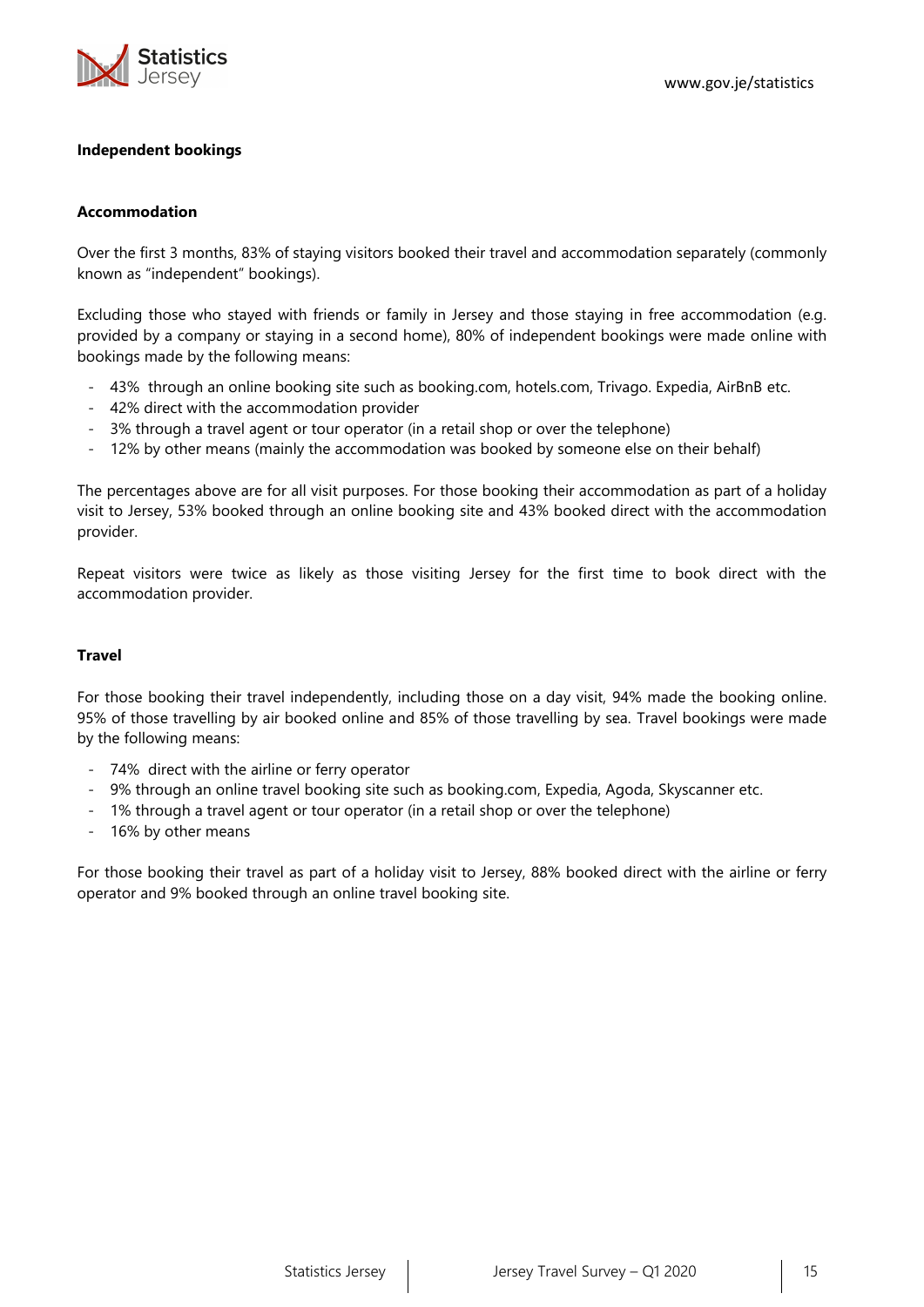### Independent bookings

#### Accommodation

Over the first 3 months, 83% of staying visitors booked their travel and accommodation separately (commonly known as "independent" bookings).

Excluding those who stayed with friends or family in Jersey and those staying in free accommodation (e.g. provided by a company or staying in a second home), 80% of independent bookings were made online with bookings made by the following means:

- 43% through an online booking site such as booking.com, hotels.com, Trivago. Expedia, AirBnB etc.
- 42% direct with the accommodation provider
- 3% through a travel agent or tour operator (in a retail shop or over the telephone)
- 12% by other means (mainly the accommodation was booked by someone else on their behalf)

The percentages above are for all visit purposes. For those booking their accommodation as part of a holiday visit to Jersey, 53% booked through an online booking site and 43% booked direct with the accommodation provider.

Repeat visitors were twice as likely as those visiting Jersey for the first time to book direct with the accommodation provider.

#### Travel

For those booking their travel independently, including those on a day visit, 94% made the booking online. 95% of those travelling by air booked online and 85% of those travelling by sea. Travel bookings were made by the following means:

- 74% direct with the airline or ferry operator
- 9% through an online travel booking site such as booking.com, Expedia, Agoda, Skyscanner etc.
- 1% through a travel agent or tour operator (in a retail shop or over the telephone)
- 16% by other means

For those booking their travel as part of a holiday visit to Jersey, 88% booked direct with the airline or ferry operator and 9% booked through an online travel booking site.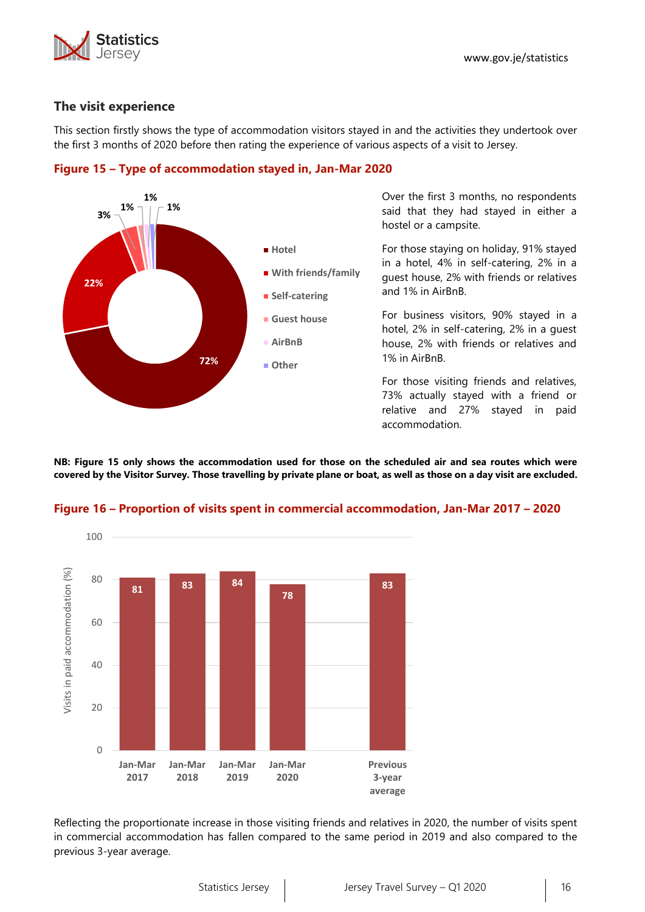## The visit experience

This section firstly shows the type of accommodation visitors stayed in and the activities they undertook over the first 3 months of 2020 before then rating the experience of various aspects of a visit to Jersey.

**Figure 15 – Type of accommodation stayed in, Jan-Mar 2020**

| Accommodation | % |
|---|---|
| Hotel | 72% |
| With friends/family | 22% |
| Self-catering | 3% |
| Guest house | 1% |
| AirBnB | 1% |
| Other | 1% |

Over the first 3 months, no respondents said that they had stayed in either a hostel or a campsite.

For those staying on holiday, 91% stayed in a hotel, 4% in self-catering, 2% in a guest house, 2% with friends or relatives and 1% in AirBnB.

For business visitors, 90% stayed in a hotel, 2% in self-catering, 2% in a guest house, 2% with friends or relatives and 1% in AirBnB.

For those visiting friends and relatives, 73% actually stayed with a friend or relative and 27% stayed in paid accommodation.

**NB: Figure 15 only shows the accommodation used for those on the scheduled air and sea routes which were covered by the Visitor Survey. Those travelling by private plane or boat, as well as those on a day visit are excluded.**

**Figure 16 – Proportion of visits spent in commercial accommodation, Jan-Mar 2017 – 2020**

| Period | Visits in paid accommodation (%) |
|---|---|
| Jan-Mar 2017 | 81 |
| Jan-Mar 2018 | 83 |
| Jan-Mar 2019 | 84 |
| Jan-Mar 2020 | 78 |
| Previous 3-year average | 83 |

Reflecting the proportionate increase in those visiting friends and relatives in 2020, the number of visits spent in commercial accommodation has fallen compared to the same period in 2019 and also compared to the previous 3-year average.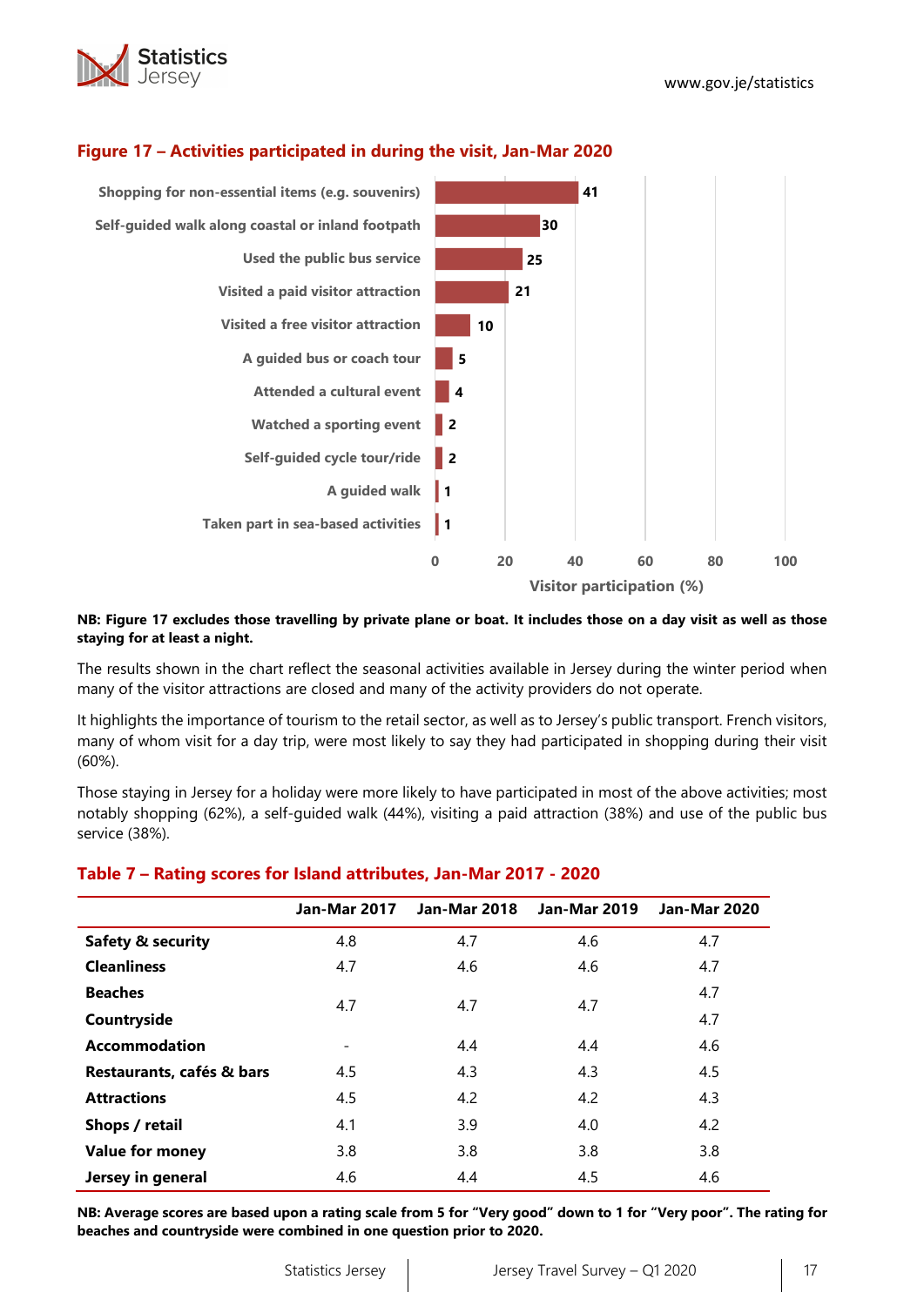## Figure 17 – Activities participated in during the visit, Jan-Mar 2020

| Activity | Visitor participation (%) |
|---|---|
| Shopping for non-essential items (e.g. souvenirs) | 41 |
| Self-guided walk along coastal or inland footpath | 30 |
| Used the public bus service | 25 |
| Visited a paid visitor attraction | 21 |
| Visited a free visitor attraction | 10 |
| A guided bus or coach tour | 5 |
| Attended a cultural event | 4 |
| Watched a sporting event | 2 |
| Self-guided cycle tour/ride | 2 |
| A guided walk | 1 |
| Taken part in sea-based activities | 1 |

**NB: Figure 17 excludes those travelling by private plane or boat. It includes those on a day visit as well as those staying for at least a night.**

The results shown in the chart reflect the seasonal activities available in Jersey during the winter period when many of the visitor attractions are closed and many of the activity providers do not operate.

It highlights the importance of tourism to the retail sector, as well as to Jersey's public transport. French visitors, many of whom visit for a day trip, were most likely to say they had participated in shopping during their visit (60%).

Those staying in Jersey for a holiday were more likely to have participated in most of the above activities; most notably shopping (62%), a self-guided walk (44%), visiting a paid attraction (38%) and use of the public bus service (38%).

## Table 7 – Rating scores for Island attributes, Jan-Mar 2017 - 2020

| | Jan-Mar 2017 | Jan-Mar 2018 | Jan-Mar 2019 | Jan-Mar 2020 |
|---|---|---|---|---|
| **Safety & security** | 4.8 | 4.7 | 4.6 | 4.7 |
| **Cleanliness** | 4.7 | 4.6 | 4.6 | 4.7 |
| **Beaches** | 4.7 | 4.7 | 4.7 | 4.7 |
| **Countryside** | | | | 4.7 |
| **Accommodation** | - | 4.4 | 4.4 | 4.6 |
| **Restaurants, cafés & bars** | 4.5 | 4.3 | 4.3 | 4.5 |
| **Attractions** | 4.5 | 4.2 | 4.2 | 4.3 |
| **Shops / retail** | 4.1 | 3.9 | 4.0 | 4.2 |
| **Value for money** | 3.8 | 3.8 | 3.8 | 3.8 |
| **Jersey in general** | 4.6 | 4.4 | 4.5 | 4.6 |

**NB: Average scores are based upon a rating scale from 5 for "Very good" down to 1 for "Very poor". The rating for beaches and countryside were combined in one question prior to 2020.**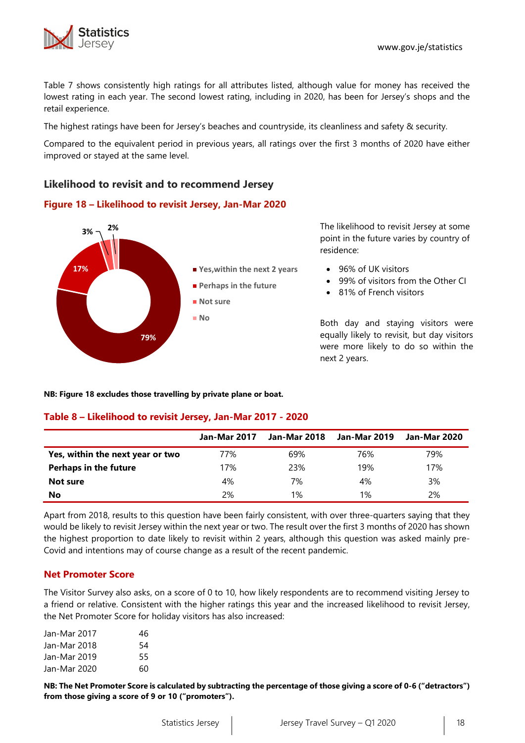Table 7 shows consistently high ratings for all attributes listed, although value for money has received the lowest rating in each year. The second lowest rating, including in 2020, has been for Jersey's shops and the retail experience.

The highest ratings have been for Jersey's beaches and countryside, its cleanliness and safety & security.

Compared to the equivalent period in previous years, all ratings over the first 3 months of 2020 have either improved or stayed at the same level.

## Likelihood to revisit and to recommend Jersey

### Figure 18 – Likelihood to revisit Jersey, Jan-Mar 2020

- Yes,within the next 2 years: 79%
- Perhaps in the future: 17%
- Not sure: 3%
- No: 2%

The likelihood to revisit Jersey at some point in the future varies by country of residence:

- 96% of UK visitors
- 99% of visitors from the Other CI
- 81% of French visitors

Both day and staying visitors were equally likely to revisit, but day visitors were more likely to do so within the next 2 years.

**NB: Figure 18 excludes those travelling by private plane or boat.**

### Table 8 – Likelihood to revisit Jersey, Jan-Mar 2017 - 2020

| | Jan-Mar 2017 | Jan-Mar 2018 | Jan-Mar 2019 | Jan-Mar 2020 |
|---|---|---|---|---|
| **Yes, within the next year or two** | 77% | 69% | 76% | 79% |
| **Perhaps in the future** | 17% | 23% | 19% | 17% |
| **Not sure** | 4% | 7% | 4% | 3% |
| **No** | 2% | 1% | 1% | 2% |

Apart from 2018, results to this question have been fairly consistent, with over three-quarters saying that they would be likely to revisit Jersey within the next year or two. The result over the first 3 months of 2020 has shown the highest proportion to date likely to revisit within 2 years, although this question was asked mainly pre-Covid and intentions may of course change as a result of the recent pandemic.

### Net Promoter Score

The Visitor Survey also asks, on a score of 0 to 10, how likely respondents are to recommend visiting Jersey to a friend or relative. Consistent with the higher ratings this year and the increased likelihood to revisit Jersey, the Net Promoter Score for holiday visitors has also increased:

| | |
|---|---|
| Jan-Mar 2017 | 46 |
| Jan-Mar 2018 | 54 |
| Jan-Mar 2019 | 55 |
| Jan-Mar 2020 | 60 |

**NB: The Net Promoter Score is calculated by subtracting the percentage of those giving a score of 0-6 ("detractors") from those giving a score of 9 or 10 ("promoters").**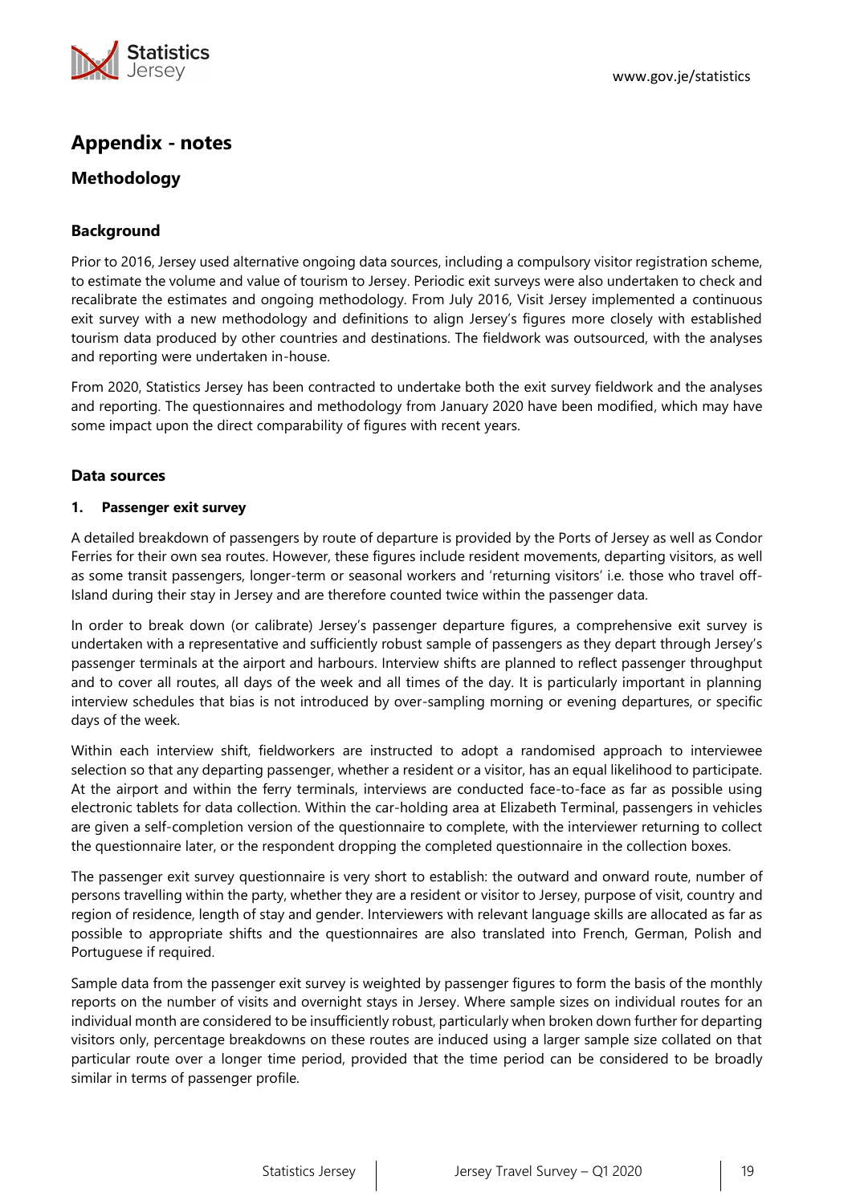# Appendix - notes

## Methodology

### Background

Prior to 2016, Jersey used alternative ongoing data sources, including a compulsory visitor registration scheme, to estimate the volume and value of tourism to Jersey. Periodic exit surveys were also undertaken to check and recalibrate the estimates and ongoing methodology. From July 2016, Visit Jersey implemented a continuous exit survey with a new methodology and definitions to align Jersey's figures more closely with established tourism data produced by other countries and destinations. The fieldwork was outsourced, with the analyses and reporting were undertaken in-house.

From 2020, Statistics Jersey has been contracted to undertake both the exit survey fieldwork and the analyses and reporting. The questionnaires and methodology from January 2020 have been modified, which may have some impact upon the direct comparability of figures with recent years.

### Data sources

**1. Passenger exit survey**

A detailed breakdown of passengers by route of departure is provided by the Ports of Jersey as well as Condor Ferries for their own sea routes. However, these figures include resident movements, departing visitors, as well as some transit passengers, longer-term or seasonal workers and 'returning visitors' i.e. those who travel off-Island during their stay in Jersey and are therefore counted twice within the passenger data.

In order to break down (or calibrate) Jersey's passenger departure figures, a comprehensive exit survey is undertaken with a representative and sufficiently robust sample of passengers as they depart through Jersey's passenger terminals at the airport and harbours. Interview shifts are planned to reflect passenger throughput and to cover all routes, all days of the week and all times of the day. It is particularly important in planning interview schedules that bias is not introduced by over-sampling morning or evening departures, or specific days of the week.

Within each interview shift, fieldworkers are instructed to adopt a randomised approach to interviewee selection so that any departing passenger, whether a resident or a visitor, has an equal likelihood to participate. At the airport and within the ferry terminals, interviews are conducted face-to-face as far as possible using electronic tablets for data collection. Within the car-holding area at Elizabeth Terminal, passengers in vehicles are given a self-completion version of the questionnaire to complete, with the interviewer returning to collect the questionnaire later, or the respondent dropping the completed questionnaire in the collection boxes.

The passenger exit survey questionnaire is very short to establish: the outward and onward route, number of persons travelling within the party, whether they are a resident or visitor to Jersey, purpose of visit, country and region of residence, length of stay and gender. Interviewers with relevant language skills are allocated as far as possible to appropriate shifts and the questionnaires are also translated into French, German, Polish and Portuguese if required.

Sample data from the passenger exit survey is weighted by passenger figures to form the basis of the monthly reports on the number of visits and overnight stays in Jersey. Where sample sizes on individual routes for an individual month are considered to be insufficiently robust, particularly when broken down further for departing visitors only, percentage breakdowns on these routes are induced using a larger sample size collated on that particular route over a longer time period, provided that the time period can be considered to be broadly similar in terms of passenger profile.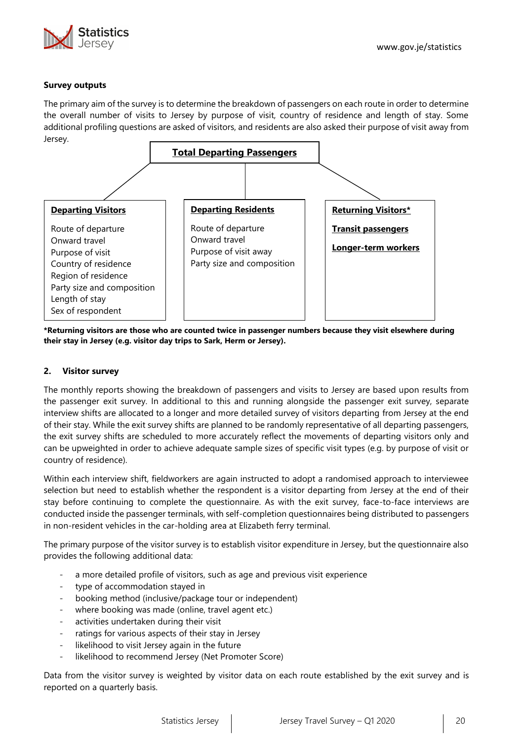**Survey outputs**

The primary aim of the survey is to determine the breakdown of passengers on each route in order to determine the overall number of visits to Jersey by purpose of visit, country of residence and length of stay. Some additional profiling questions are asked of visitors, and residents are also asked their purpose of visit away from Jersey.

**Total Departing Passengers**

| **Departing Visitors** | **Departing Residents** | **Returning Visitors*** |
|---|---|---|
| Route of departure | Route of departure | **Transit passengers** |
| Onward travel | Onward travel | **Longer-term workers** |
| Purpose of visit | Purpose of visit away | |
| Country of residence | Party size and composition | |
| Region of residence | | |
| Party size and composition | | |
| Length of stay | | |
| Sex of respondent | | |

***Returning visitors are those who are counted twice in passenger numbers because they visit elsewhere during their stay in Jersey (e.g. visitor day trips to Sark, Herm or Jersey).**

## 2. Visitor survey

The monthly reports showing the breakdown of passengers and visits to Jersey are based upon results from the passenger exit survey. In additional to this and running alongside the passenger exit survey, separate interview shifts are allocated to a longer and more detailed survey of visitors departing from Jersey at the end of their stay. While the exit survey shifts are planned to be randomly representative of all departing passengers, the exit survey shifts are scheduled to more accurately reflect the movements of departing visitors only and can be upweighted in order to achieve adequate sample sizes of specific visit types (e.g. by purpose of visit or country of residence).

Within each interview shift, fieldworkers are again instructed to adopt a randomised approach to interviewee selection but need to establish whether the respondent is a visitor departing from Jersey at the end of their stay before continuing to complete the questionnaire. As with the exit survey, face-to-face interviews are conducted inside the passenger terminals, with self-completion questionnaires being distributed to passengers in non-resident vehicles in the car-holding area at Elizabeth ferry terminal.

The primary purpose of the visitor survey is to establish visitor expenditure in Jersey, but the questionnaire also provides the following additional data:

- a more detailed profile of visitors, such as age and previous visit experience
- type of accommodation stayed in
- booking method (inclusive/package tour or independent)
- where booking was made (online, travel agent etc.)
- activities undertaken during their visit
- ratings for various aspects of their stay in Jersey
- likelihood to visit Jersey again in the future
- likelihood to recommend Jersey (Net Promoter Score)

Data from the visitor survey is weighted by visitor data on each route established by the exit survey and is reported on a quarterly basis.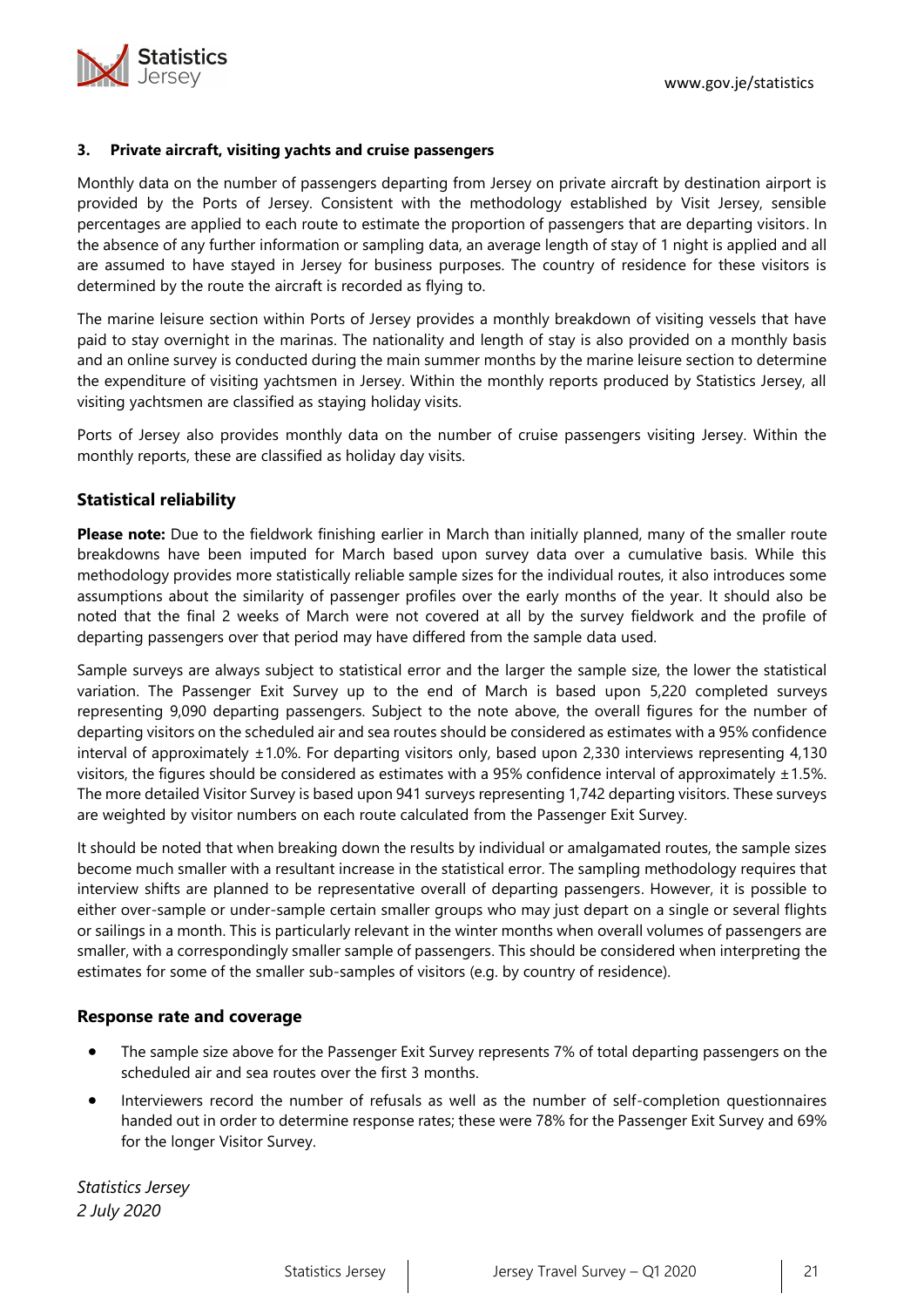**3. Private aircraft, visiting yachts and cruise passengers**

Monthly data on the number of passengers departing from Jersey on private aircraft by destination airport is provided by the Ports of Jersey. Consistent with the methodology established by Visit Jersey, sensible percentages are applied to each route to estimate the proportion of passengers that are departing visitors. In the absence of any further information or sampling data, an average length of stay of 1 night is applied and all are assumed to have stayed in Jersey for business purposes. The country of residence for these visitors is determined by the route the aircraft is recorded as flying to.

The marine leisure section within Ports of Jersey provides a monthly breakdown of visiting vessels that have paid to stay overnight in the marinas. The nationality and length of stay is also provided on a monthly basis and an online survey is conducted during the main summer months by the marine leisure section to determine the expenditure of visiting yachtsmen in Jersey. Within the monthly reports produced by Statistics Jersey, all visiting yachtsmen are classified as staying holiday visits.

Ports of Jersey also provides monthly data on the number of cruise passengers visiting Jersey. Within the monthly reports, these are classified as holiday day visits.

## Statistical reliability

**Please note:** Due to the fieldwork finishing earlier in March than initially planned, many of the smaller route breakdowns have been imputed for March based upon survey data over a cumulative basis. While this methodology provides more statistically reliable sample sizes for the individual routes, it also introduces some assumptions about the similarity of passenger profiles over the early months of the year. It should also be noted that the final 2 weeks of March were not covered at all by the survey fieldwork and the profile of departing passengers over that period may have differed from the sample data used.

Sample surveys are always subject to statistical error and the larger the sample size, the lower the statistical variation. The Passenger Exit Survey up to the end of March is based upon 5,220 completed surveys representing 9,090 departing passengers. Subject to the note above, the overall figures for the number of departing visitors on the scheduled air and sea routes should be considered as estimates with a 95% confidence interval of approximately ±1.0%. For departing visitors only, based upon 2,330 interviews representing 4,130 visitors, the figures should be considered as estimates with a 95% confidence interval of approximately ±1.5%. The more detailed Visitor Survey is based upon 941 surveys representing 1,742 departing visitors. These surveys are weighted by visitor numbers on each route calculated from the Passenger Exit Survey.

It should be noted that when breaking down the results by individual or amalgamated routes, the sample sizes become much smaller with a resultant increase in the statistical error. The sampling methodology requires that interview shifts are planned to be representative overall of departing passengers. However, it is possible to either over-sample or under-sample certain smaller groups who may just depart on a single or several flights or sailings in a month. This is particularly relevant in the winter months when overall volumes of passengers are smaller, with a correspondingly smaller sample of passengers. This should be considered when interpreting the estimates for some of the smaller sub-samples of visitors (e.g. by country of residence).

### Response rate and coverage

- The sample size above for the Passenger Exit Survey represents 7% of total departing passengers on the scheduled air and sea routes over the first 3 months.
- Interviewers record the number of refusals as well as the number of self-completion questionnaires handed out in order to determine response rates; these were 78% for the Passenger Exit Survey and 69% for the longer Visitor Survey.

*Statistics Jersey*
*2 July 2020*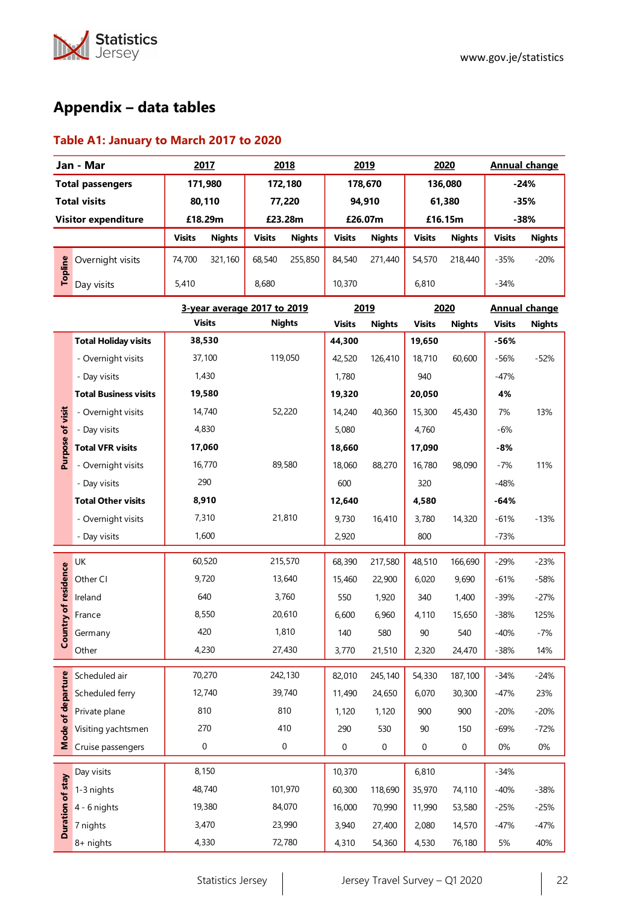# Appendix – data tables

## Table A1: January to March 2017 to 2020

| Jan - Mar | | 2017 | | 2018 | | 2019 | | 2020 | | Annual change | |
|---|---|---|---|---|---|---|---|---|---|---|---|
| Total passengers | | 171,980 | | 172,180 | | 178,670 | | 136,080 | | -24% | |
| Total visits | | 80,110 | | 77,220 | | 94,910 | | 61,380 | | -35% | |
| Visitor expenditure | | £18.29m | | £23.28m | | £26.07m | | £16.15m | | -38% | |
| | | Visits | Nights | Visits | Nights | Visits | Nights | Visits | Nights | Visits | Nights |
| Topline | Overnight visits | 74,700 | 321,160 | 68,540 | 255,850 | 84,540 | 271,440 | 54,570 | 218,440 | -35% | -20% |
| | Day visits | 5,410 | | 8,680 | | 10,370 | | 6,810 | | -34% | |

| | | 3-year average 2017 to 2019 | | 2019 | | 2020 | | Annual change | |
|---|---|---|---|---|---|---|---|---|---|
| | | Visits | Nights | Visits | Nights | Visits | Nights | Visits | Nights |
| Purpose of visit | **Total Holiday visits** | **38,530** | | **44,300** | | **19,650** | | **-56%** | |
| | - Overnight visits | 37,100 | 119,050 | 42,520 | 126,410 | 18,710 | 60,600 | -56% | -52% |
| | - Day visits | 1,430 | | 1,780 | | 940 | | -47% | |
| | **Total Business visits** | **19,580** | | **19,320** | | **20,050** | | **4%** | |
| | - Overnight visits | 14,740 | 52,220 | 14,240 | 40,360 | 15,300 | 45,430 | 7% | 13% |
| | - Day visits | 4,830 | | 5,080 | | 4,760 | | -6% | |
| | **Total VFR visits** | **17,060** | | **18,660** | | **17,090** | | **-8%** | |
| | - Overnight visits | 16,770 | 89,580 | 18,060 | 88,270 | 16,780 | 98,090 | -7% | 11% |
| | - Day visits | 290 | | 600 | | 320 | | -48% | |
| | **Total Other visits** | **8,910** | | **12,640** | | **4,580** | | **-64%** | |
| | - Overnight visits | 7,310 | 21,810 | 9,730 | 16,410 | 3,780 | 14,320 | -61% | -13% |
| | - Day visits | 1,600 | | 2,920 | | 800 | | -73% | |
| Country of residence | UK | 60,520 | 215,570 | 68,390 | 217,580 | 48,510 | 166,690 | -29% | -23% |
| | Other CI | 9,720 | 13,640 | 15,460 | 22,900 | 6,020 | 9,690 | -61% | -58% |
| | Ireland | 640 | 3,760 | 550 | 1,920 | 340 | 1,400 | -39% | -27% |
| | France | 8,550 | 20,610 | 6,600 | 6,960 | 4,110 | 15,650 | -38% | 125% |
| | Germany | 420 | 1,810 | 140 | 580 | 90 | 540 | -40% | -7% |
| | Other | 4,230 | 27,430 | 3,770 | 21,510 | 2,320 | 24,470 | -38% | 14% |
| Mode of departure | Scheduled air | 70,270 | 242,130 | 82,010 | 245,140 | 54,330 | 187,100 | -34% | -24% |
| | Scheduled ferry | 12,740 | 39,740 | 11,490 | 24,650 | 6,070 | 30,300 | -47% | 23% |
| | Private plane | 810 | 810 | 1,120 | 1,120 | 900 | 900 | -20% | -20% |
| | Visiting yachtsmen | 270 | 410 | 290 | 530 | 90 | 150 | -69% | -72% |
| | Cruise passengers | 0 | 0 | 0 | 0 | 0 | 0 | 0% | 0% |
| Duration of stay | Day visits | 8,150 | | 10,370 | | 6,810 | | -34% | |
| | 1-3 nights | 48,740 | 101,970 | 60,300 | 118,690 | 35,970 | 74,110 | -40% | -38% |
| | 4 - 6 nights | 19,380 | 84,070 | 16,000 | 70,990 | 11,990 | 53,580 | -25% | -25% |
| | 7 nights | 3,470 | 23,990 | 3,940 | 27,400 | 2,080 | 14,570 | -47% | -47% |
| | 8+ nights | 4,330 | 72,780 | 4,310 | 54,360 | 4,530 | 76,180 | 5% | 40% |